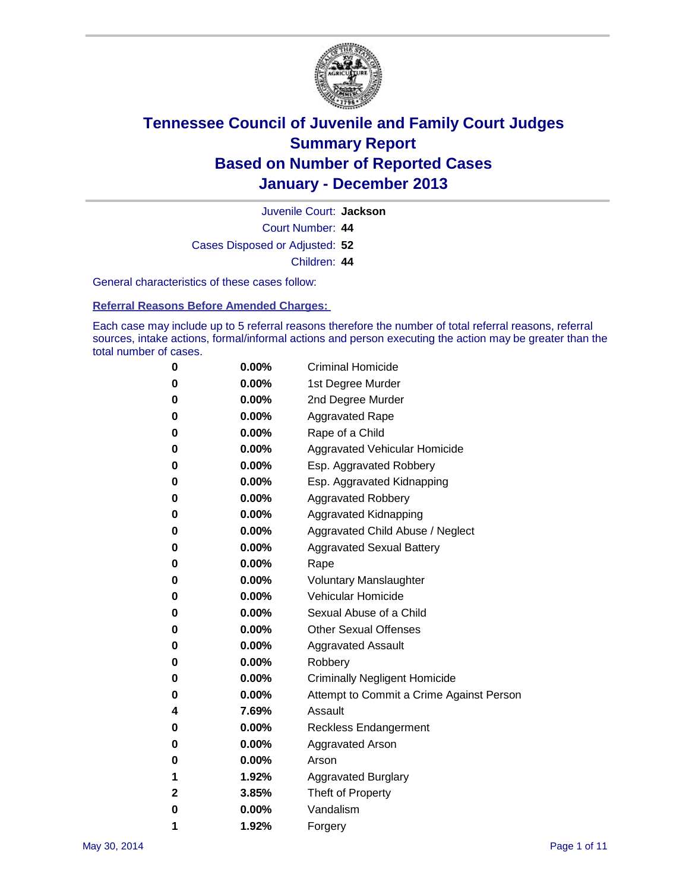# Tennessee Council of Juvenile and Family Court Judges
# Summary Report
# Based on Number of Reported Cases
# January - December 2013

Juvenile Court: **Jackson**

Court Number: **44**

Cases Disposed or Adjusted: **52**

Children: **44**

General characteristics of these cases follow:

**Referral Reasons Before Amended Charges:**

Each case may include up to 5 referral reasons therefore the number of total referral reasons, referral sources, intake actions, formal/informal actions and person executing the action may be greater than the total number of cases.

| Count | Percent | Referral Reason |
|---|---|---|
| 0 | 0.00% | Criminal Homicide |
| 0 | 0.00% | 1st Degree Murder |
| 0 | 0.00% | 2nd Degree Murder |
| 0 | 0.00% | Aggravated Rape |
| 0 | 0.00% | Rape of a Child |
| 0 | 0.00% | Aggravated Vehicular Homicide |
| 0 | 0.00% | Esp. Aggravated Robbery |
| 0 | 0.00% | Esp. Aggravated Kidnapping |
| 0 | 0.00% | Aggravated Robbery |
| 0 | 0.00% | Aggravated Kidnapping |
| 0 | 0.00% | Aggravated Child Abuse / Neglect |
| 0 | 0.00% | Aggravated Sexual Battery |
| 0 | 0.00% | Rape |
| 0 | 0.00% | Voluntary Manslaughter |
| 0 | 0.00% | Vehicular Homicide |
| 0 | 0.00% | Sexual Abuse of a Child |
| 0 | 0.00% | Other Sexual Offenses |
| 0 | 0.00% | Aggravated Assault |
| 0 | 0.00% | Robbery |
| 0 | 0.00% | Criminally Negligent Homicide |
| 0 | 0.00% | Attempt to Commit a Crime Against Person |
| 4 | 7.69% | Assault |
| 0 | 0.00% | Reckless Endangerment |
| 0 | 0.00% | Aggravated Arson |
| 0 | 0.00% | Arson |
| 1 | 1.92% | Aggravated Burglary |
| 2 | 3.85% | Theft of Property |
| 0 | 0.00% | Vandalism |
| 1 | 1.92% | Forgery |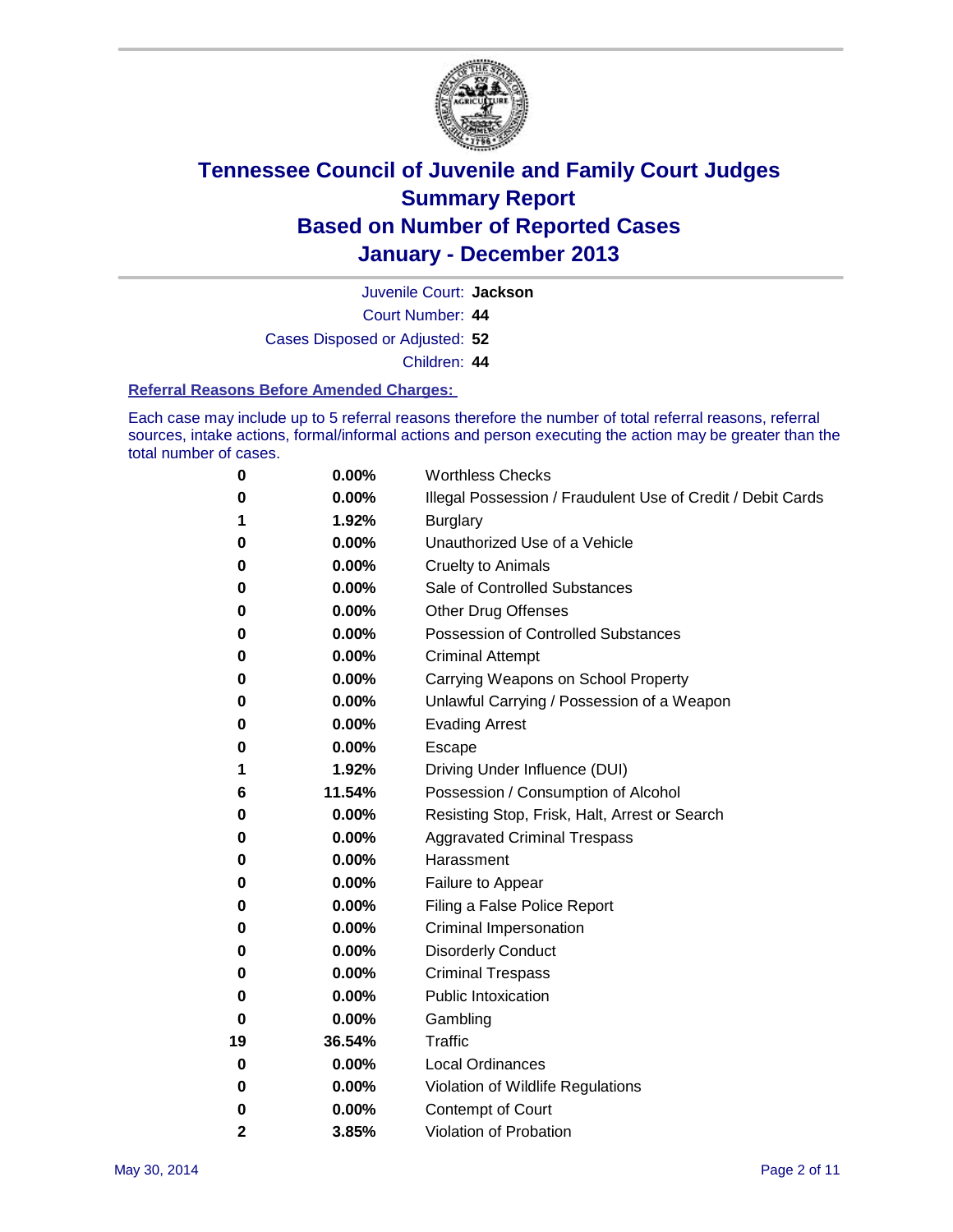# Tennessee Council of Juvenile and Family Court Judges
## Summary Report
## Based on Number of Reported Cases
## January - December 2013

Juvenile Court: **Jackson**

Court Number: **44**

Cases Disposed or Adjusted: **52**

Children: **44**

### Referral Reasons Before Amended Charges:

Each case may include up to 5 referral reasons therefore the number of total referral reasons, referral sources, intake actions, formal/informal actions and person executing the action may be greater than the total number of cases.

| Count | Percent | Referral Reason |
|---|---|---|
| 0 | 0.00% | Worthless Checks |
| 0 | 0.00% | Illegal Possession / Fraudulent Use of Credit / Debit Cards |
| 1 | 1.92% | Burglary |
| 0 | 0.00% | Unauthorized Use of a Vehicle |
| 0 | 0.00% | Cruelty to Animals |
| 0 | 0.00% | Sale of Controlled Substances |
| 0 | 0.00% | Other Drug Offenses |
| 0 | 0.00% | Possession of Controlled Substances |
| 0 | 0.00% | Criminal Attempt |
| 0 | 0.00% | Carrying Weapons on School Property |
| 0 | 0.00% | Unlawful Carrying / Possession of a Weapon |
| 0 | 0.00% | Evading Arrest |
| 0 | 0.00% | Escape |
| 1 | 1.92% | Driving Under Influence (DUI) |
| 6 | 11.54% | Possession / Consumption of Alcohol |
| 0 | 0.00% | Resisting Stop, Frisk, Halt, Arrest or Search |
| 0 | 0.00% | Aggravated Criminal Trespass |
| 0 | 0.00% | Harassment |
| 0 | 0.00% | Failure to Appear |
| 0 | 0.00% | Filing a False Police Report |
| 0 | 0.00% | Criminal Impersonation |
| 0 | 0.00% | Disorderly Conduct |
| 0 | 0.00% | Criminal Trespass |
| 0 | 0.00% | Public Intoxication |
| 0 | 0.00% | Gambling |
| 19 | 36.54% | Traffic |
| 0 | 0.00% | Local Ordinances |
| 0 | 0.00% | Violation of Wildlife Regulations |
| 0 | 0.00% | Contempt of Court |
| 2 | 3.85% | Violation of Probation |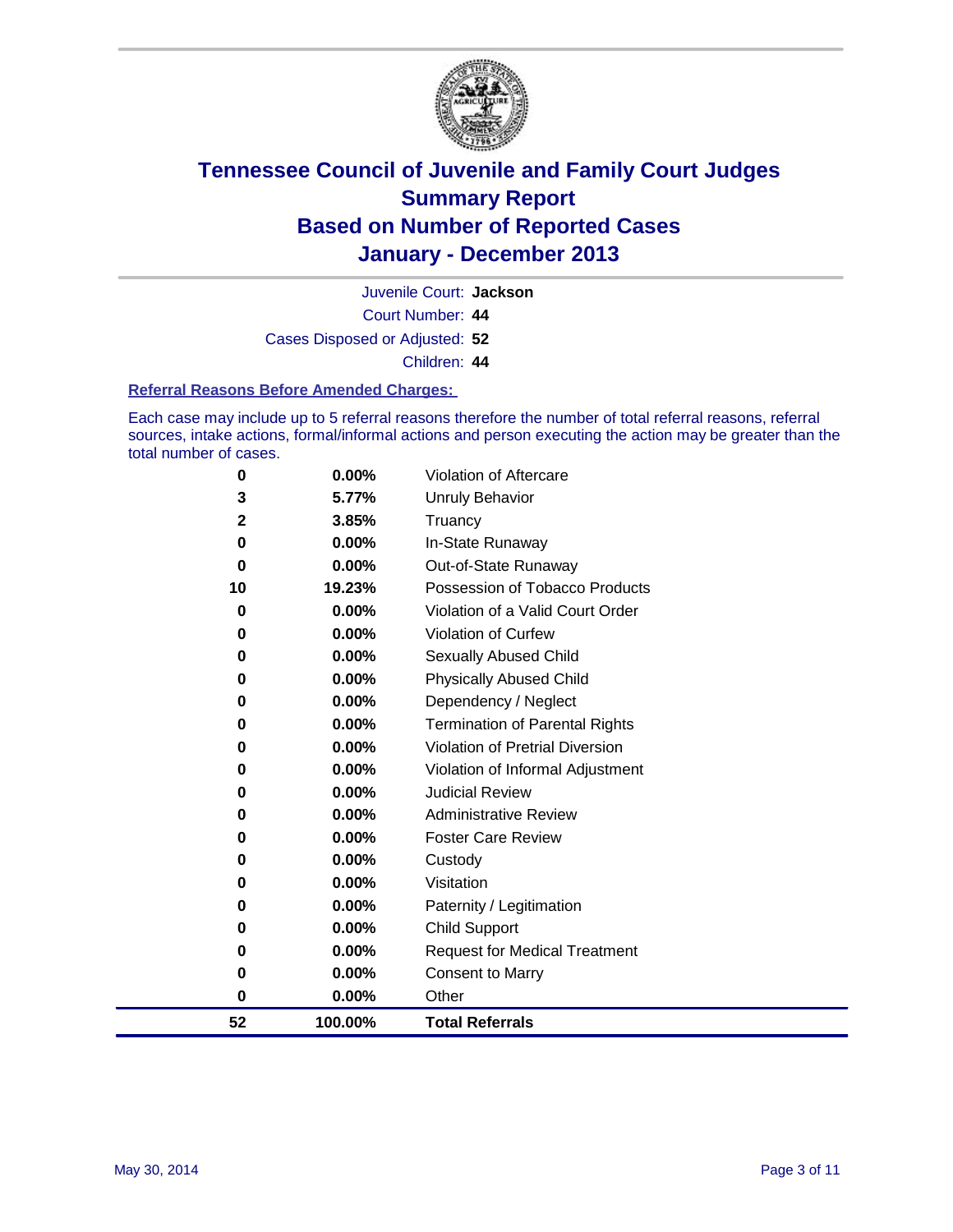# Tennessee Council of Juvenile and Family Court Judges
# Summary Report
# Based on Number of Reported Cases
# January - December 2013

Juvenile Court: **Jackson**

Court Number: **44**

Cases Disposed or Adjusted: **52**

Children: **44**

### Referral Reasons Before Amended Charges:

Each case may include up to 5 referral reasons therefore the number of total referral reasons, referral sources, intake actions, formal/informal actions and person executing the action may be greater than the total number of cases.

| Count | Percent | Referral Reason |
|---|---|---|
| 0 | 0.00% | Violation of Aftercare |
| 3 | 5.77% | Unruly Behavior |
| 2 | 3.85% | Truancy |
| 0 | 0.00% | In-State Runaway |
| 0 | 0.00% | Out-of-State Runaway |
| 10 | 19.23% | Possession of Tobacco Products |
| 0 | 0.00% | Violation of a Valid Court Order |
| 0 | 0.00% | Violation of Curfew |
| 0 | 0.00% | Sexually Abused Child |
| 0 | 0.00% | Physically Abused Child |
| 0 | 0.00% | Dependency / Neglect |
| 0 | 0.00% | Termination of Parental Rights |
| 0 | 0.00% | Violation of Pretrial Diversion |
| 0 | 0.00% | Violation of Informal Adjustment |
| 0 | 0.00% | Judicial Review |
| 0 | 0.00% | Administrative Review |
| 0 | 0.00% | Foster Care Review |
| 0 | 0.00% | Custody |
| 0 | 0.00% | Visitation |
| 0 | 0.00% | Paternity / Legitimation |
| 0 | 0.00% | Child Support |
| 0 | 0.00% | Request for Medical Treatment |
| 0 | 0.00% | Consent to Marry |
| 0 | 0.00% | Other |
| **52** | **100.00%** | **Total Referrals** |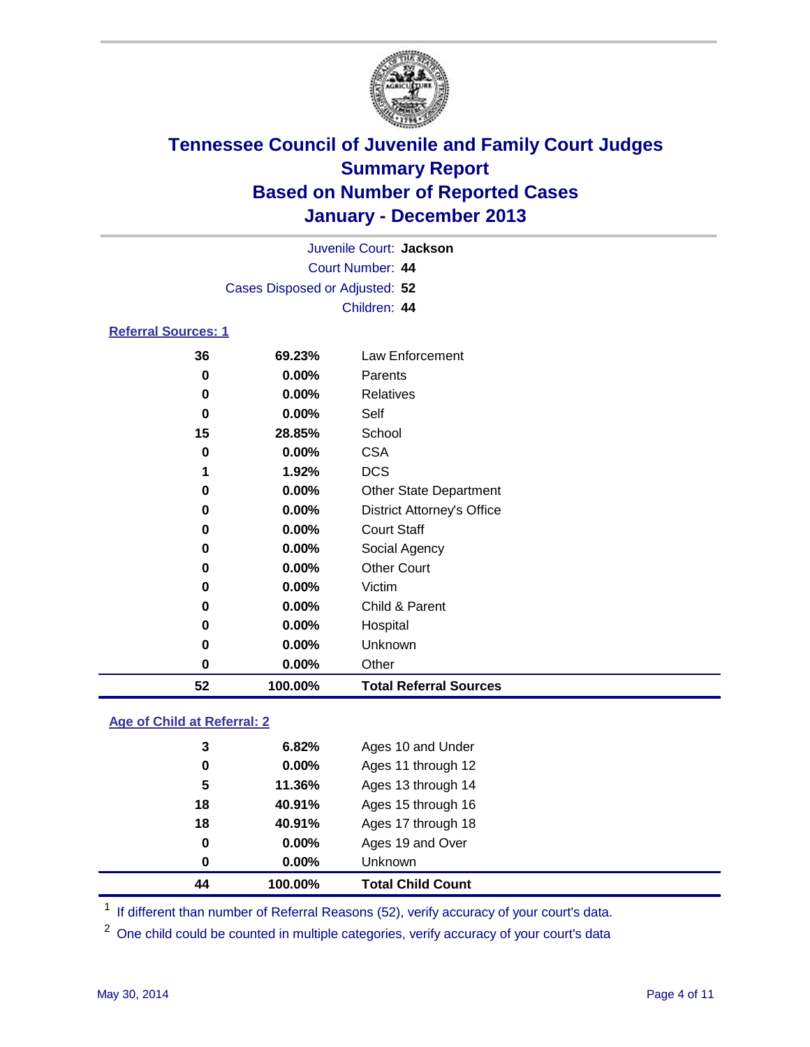# Tennessee Council of Juvenile and Family Court Judges
## Summary Report
## Based on Number of Reported Cases
## January - December 2013

Juvenile Court: **Jackson**

Court Number: **44**

Cases Disposed or Adjusted: **52**

Children: **44**

### Referral Sources: 1

| Count | Percent | Source |
|---|---|---|
| 36 | 69.23% | Law Enforcement |
| 0 | 0.00% | Parents |
| 0 | 0.00% | Relatives |
| 0 | 0.00% | Self |
| 15 | 28.85% | School |
| 0 | 0.00% | CSA |
| 1 | 1.92% | DCS |
| 0 | 0.00% | Other State Department |
| 0 | 0.00% | District Attorney's Office |
| 0 | 0.00% | Court Staff |
| 0 | 0.00% | Social Agency |
| 0 | 0.00% | Other Court |
| 0 | 0.00% | Victim |
| 0 | 0.00% | Child & Parent |
| 0 | 0.00% | Hospital |
| 0 | 0.00% | Unknown |
| 0 | 0.00% | Other |
| **52** | **100.00%** | **Total Referral Sources** |

### Age of Child at Referral: 2

| Count | Percent | Age |
|---|---|---|
| 3 | 6.82% | Ages 10 and Under |
| 0 | 0.00% | Ages 11 through 12 |
| 5 | 11.36% | Ages 13 through 14 |
| 18 | 40.91% | Ages 15 through 16 |
| 18 | 40.91% | Ages 17 through 18 |
| 0 | 0.00% | Ages 19 and Over |
| 0 | 0.00% | Unknown |
| **44** | **100.00%** | **Total Child Count** |

[1] If different than number of Referral Reasons (52), verify accuracy of your court's data.

[2] One child could be counted in multiple categories, verify accuracy of your court's data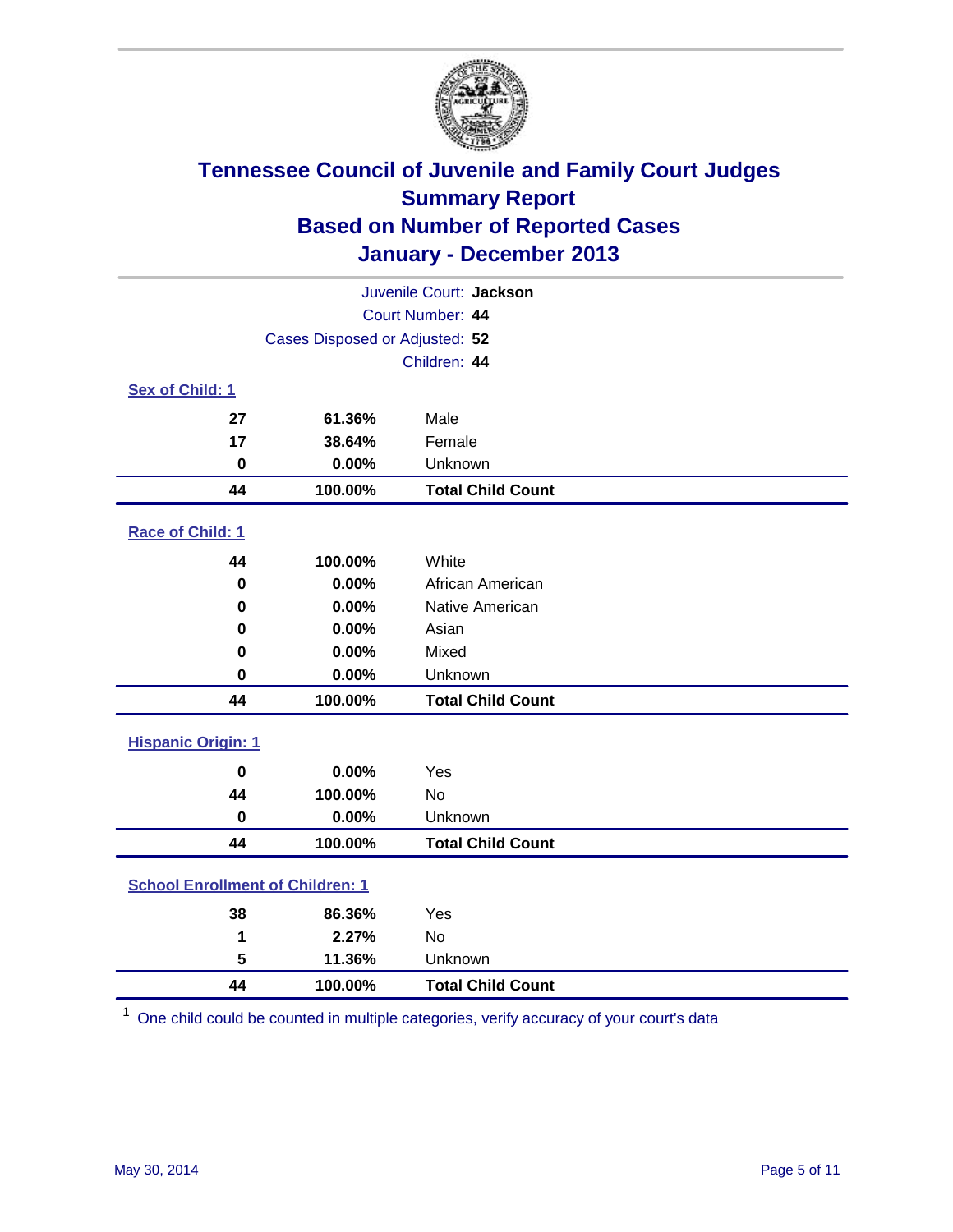# Tennessee Council of Juvenile and Family Court Judges
## Summary Report
## Based on Number of Reported Cases
## January - December 2013

Juvenile Court: **Jackson**
Court Number: **44**
Cases Disposed or Adjusted: **52**
Children: **44**

### Sex of Child: 1

| | | |
|---|---|---|
| **27** | **61.36%** | Male |
| **17** | **38.64%** | Female |
| **0** | **0.00%** | Unknown |
| **44** | **100.00%** | **Total Child Count** |

### Race of Child: 1

| | | |
|---|---|---|
| **44** | **100.00%** | White |
| **0** | **0.00%** | African American |
| **0** | **0.00%** | Native American |
| **0** | **0.00%** | Asian |
| **0** | **0.00%** | Mixed |
| **0** | **0.00%** | Unknown |
| **44** | **100.00%** | **Total Child Count** |

### Hispanic Origin: 1

| | | |
|---|---|---|
| **0** | **0.00%** | Yes |
| **44** | **100.00%** | No |
| **0** | **0.00%** | Unknown |
| **44** | **100.00%** | **Total Child Count** |

### School Enrollment of Children: 1

| | | |
|---|---|---|
| **38** | **86.36%** | Yes |
| **1** | **2.27%** | No |
| **5** | **11.36%** | Unknown |
| **44** | **100.00%** | **Total Child Count** |

[1] One child could be counted in multiple categories, verify accuracy of your court's data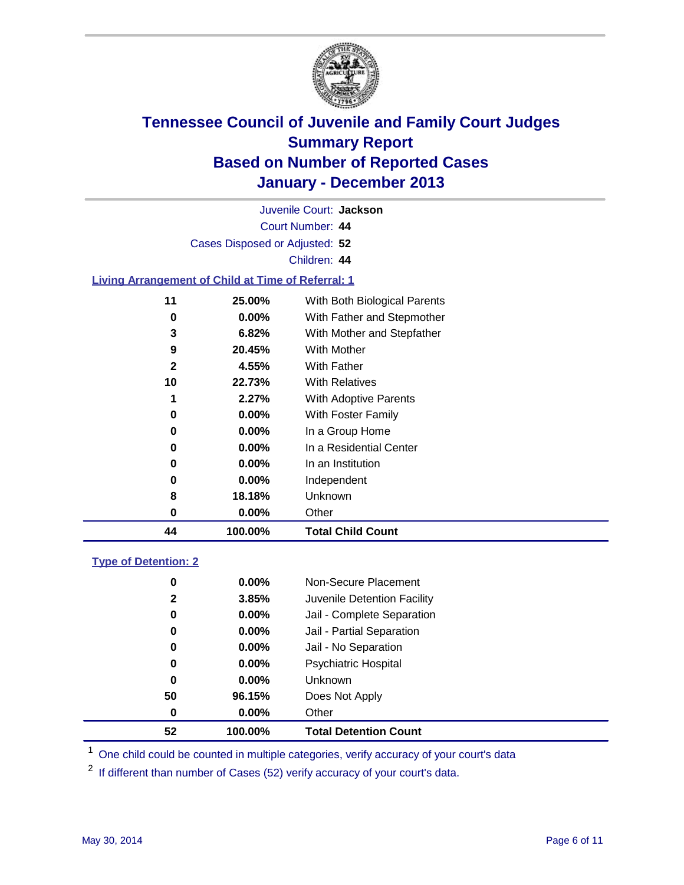# Tennessee Council of Juvenile and Family Court Judges
## Summary Report
## Based on Number of Reported Cases
## January - December 2013

Juvenile Court: **Jackson**
Court Number: **44**
Cases Disposed or Adjusted: **52**
Children: **44**

### Living Arrangement of Child at Time of Referral: 1

| Count | Percent | Category |
|---|---|---|
| 11 | 25.00% | With Both Biological Parents |
| 0 | 0.00% | With Father and Stepmother |
| 3 | 6.82% | With Mother and Stepfather |
| 9 | 20.45% | With Mother |
| 2 | 4.55% | With Father |
| 10 | 22.73% | With Relatives |
| 1 | 2.27% | With Adoptive Parents |
| 0 | 0.00% | With Foster Family |
| 0 | 0.00% | In a Group Home |
| 0 | 0.00% | In a Residential Center |
| 0 | 0.00% | In an Institution |
| 0 | 0.00% | Independent |
| 8 | 18.18% | Unknown |
| 0 | 0.00% | Other |
| **44** | **100.00%** | **Total Child Count** |

### Type of Detention: 2

| Count | Percent | Category |
|---|---|---|
| 0 | 0.00% | Non-Secure Placement |
| 2 | 3.85% | Juvenile Detention Facility |
| 0 | 0.00% | Jail - Complete Separation |
| 0 | 0.00% | Jail - Partial Separation |
| 0 | 0.00% | Jail - No Separation |
| 0 | 0.00% | Psychiatric Hospital |
| 0 | 0.00% | Unknown |
| 50 | 96.15% | Does Not Apply |
| 0 | 0.00% | Other |
| **52** | **100.00%** | **Total Detention Count** |

[1] One child could be counted in multiple categories, verify accuracy of your court's data

[2] If different than number of Cases (52) verify accuracy of your court's data.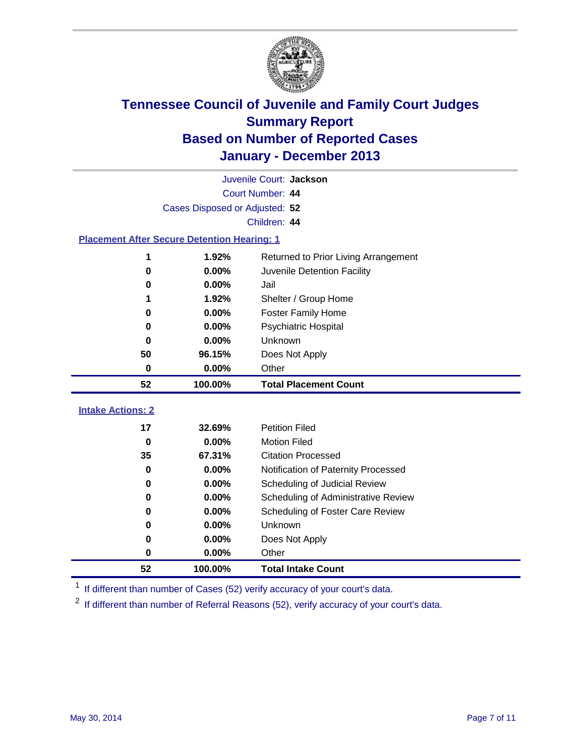# Tennessee Council of Juvenile and Family Court Judges
## Summary Report
## Based on Number of Reported Cases
## January - December 2013

Juvenile Court: **Jackson**
Court Number: **44**
Cases Disposed or Adjusted: **52**
Children: **44**

### Placement After Secure Detention Hearing: 1

| Count | Percent | Placement |
|---|---|---|
| 1 | 1.92% | Returned to Prior Living Arrangement |
| 0 | 0.00% | Juvenile Detention Facility |
| 0 | 0.00% | Jail |
| 1 | 1.92% | Shelter / Group Home |
| 0 | 0.00% | Foster Family Home |
| 0 | 0.00% | Psychiatric Hospital |
| 0 | 0.00% | Unknown |
| 50 | 96.15% | Does Not Apply |
| 0 | 0.00% | Other |
| **52** | **100.00%** | **Total Placement Count** |

### Intake Actions: 2

| Count | Percent | Intake Action |
|---|---|---|
| 17 | 32.69% | Petition Filed |
| 0 | 0.00% | Motion Filed |
| 35 | 67.31% | Citation Processed |
| 0 | 0.00% | Notification of Paternity Processed |
| 0 | 0.00% | Scheduling of Judicial Review |
| 0 | 0.00% | Scheduling of Administrative Review |
| 0 | 0.00% | Scheduling of Foster Care Review |
| 0 | 0.00% | Unknown |
| 0 | 0.00% | Does Not Apply |
| 0 | 0.00% | Other |
| **52** | **100.00%** | **Total Intake Count** |

[1] If different than number of Cases (52) verify accuracy of your court's data.

[2] If different than number of Referral Reasons (52), verify accuracy of your court's data.

May 30, 2014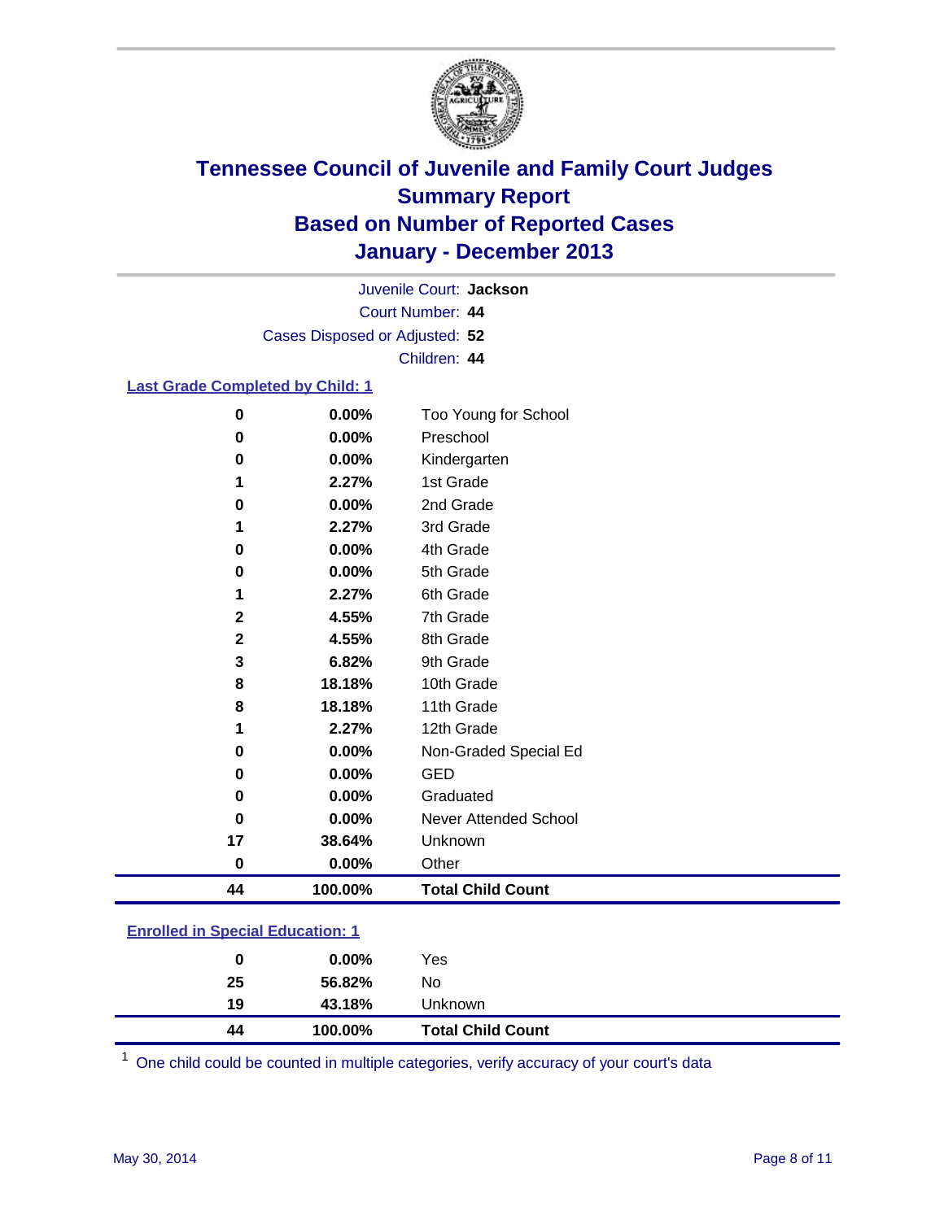# Tennessee Council of Juvenile and Family Court Judges
## Summary Report
## Based on Number of Reported Cases
## January - December 2013

Juvenile Court: **Jackson**
Court Number: **44**
Cases Disposed or Adjusted: **52**
Children: **44**

### Last Grade Completed by Child: 1

| | | |
|---|---|---|
| 0 | 0.00% | Too Young for School |
| 0 | 0.00% | Preschool |
| 0 | 0.00% | Kindergarten |
| 1 | 2.27% | 1st Grade |
| 0 | 0.00% | 2nd Grade |
| 1 | 2.27% | 3rd Grade |
| 0 | 0.00% | 4th Grade |
| 0 | 0.00% | 5th Grade |
| 1 | 2.27% | 6th Grade |
| 2 | 4.55% | 7th Grade |
| 2 | 4.55% | 8th Grade |
| 3 | 6.82% | 9th Grade |
| 8 | 18.18% | 10th Grade |
| 8 | 18.18% | 11th Grade |
| 1 | 2.27% | 12th Grade |
| 0 | 0.00% | Non-Graded Special Ed |
| 0 | 0.00% | GED |
| 0 | 0.00% | Graduated |
| 0 | 0.00% | Never Attended School |
| 17 | 38.64% | Unknown |
| 0 | 0.00% | Other |
| **44** | **100.00%** | **Total Child Count** |

### Enrolled in Special Education: 1

| | | |
|---|---|---|
| 0 | 0.00% | Yes |
| 25 | 56.82% | No |
| 19 | 43.18% | Unknown |
| **44** | **100.00%** | **Total Child Count** |

[1] One child could be counted in multiple categories, verify accuracy of your court's data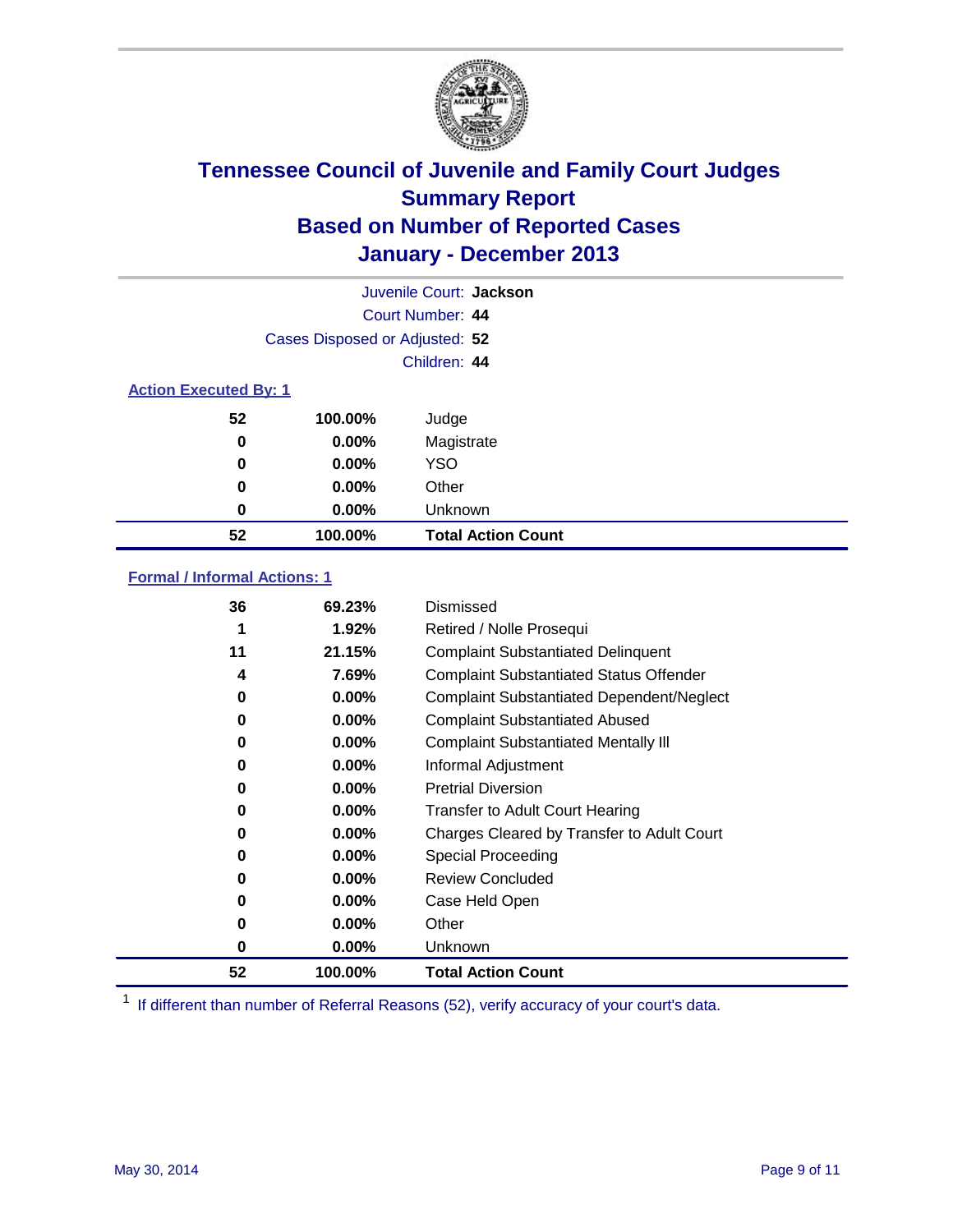# Tennessee Council of Juvenile and Family Court Judges
## Summary Report
## Based on Number of Reported Cases
## January - December 2013

Juvenile Court: **Jackson**
Court Number: **44**
Cases Disposed or Adjusted: **52**
Children: **44**

### Action Executed By: 1

| Count | Percent | Action |
|---|---|---|
| 52 | 100.00% | Judge |
| 0 | 0.00% | Magistrate |
| 0 | 0.00% | YSO |
| 0 | 0.00% | Other |
| 0 | 0.00% | Unknown |
| **52** | **100.00%** | **Total Action Count** |

### Formal / Informal Actions: 1

| Count | Percent | Action |
|---|---|---|
| 36 | 69.23% | Dismissed |
| 1 | 1.92% | Retired / Nolle Prosequi |
| 11 | 21.15% | Complaint Substantiated Delinquent |
| 4 | 7.69% | Complaint Substantiated Status Offender |
| 0 | 0.00% | Complaint Substantiated Dependent/Neglect |
| 0 | 0.00% | Complaint Substantiated Abused |
| 0 | 0.00% | Complaint Substantiated Mentally Ill |
| 0 | 0.00% | Informal Adjustment |
| 0 | 0.00% | Pretrial Diversion |
| 0 | 0.00% | Transfer to Adult Court Hearing |
| 0 | 0.00% | Charges Cleared by Transfer to Adult Court |
| 0 | 0.00% | Special Proceeding |
| 0 | 0.00% | Review Concluded |
| 0 | 0.00% | Case Held Open |
| 0 | 0.00% | Other |
| 0 | 0.00% | Unknown |
| **52** | **100.00%** | **Total Action Count** |

[1] If different than number of Referral Reasons (52), verify accuracy of your court's data.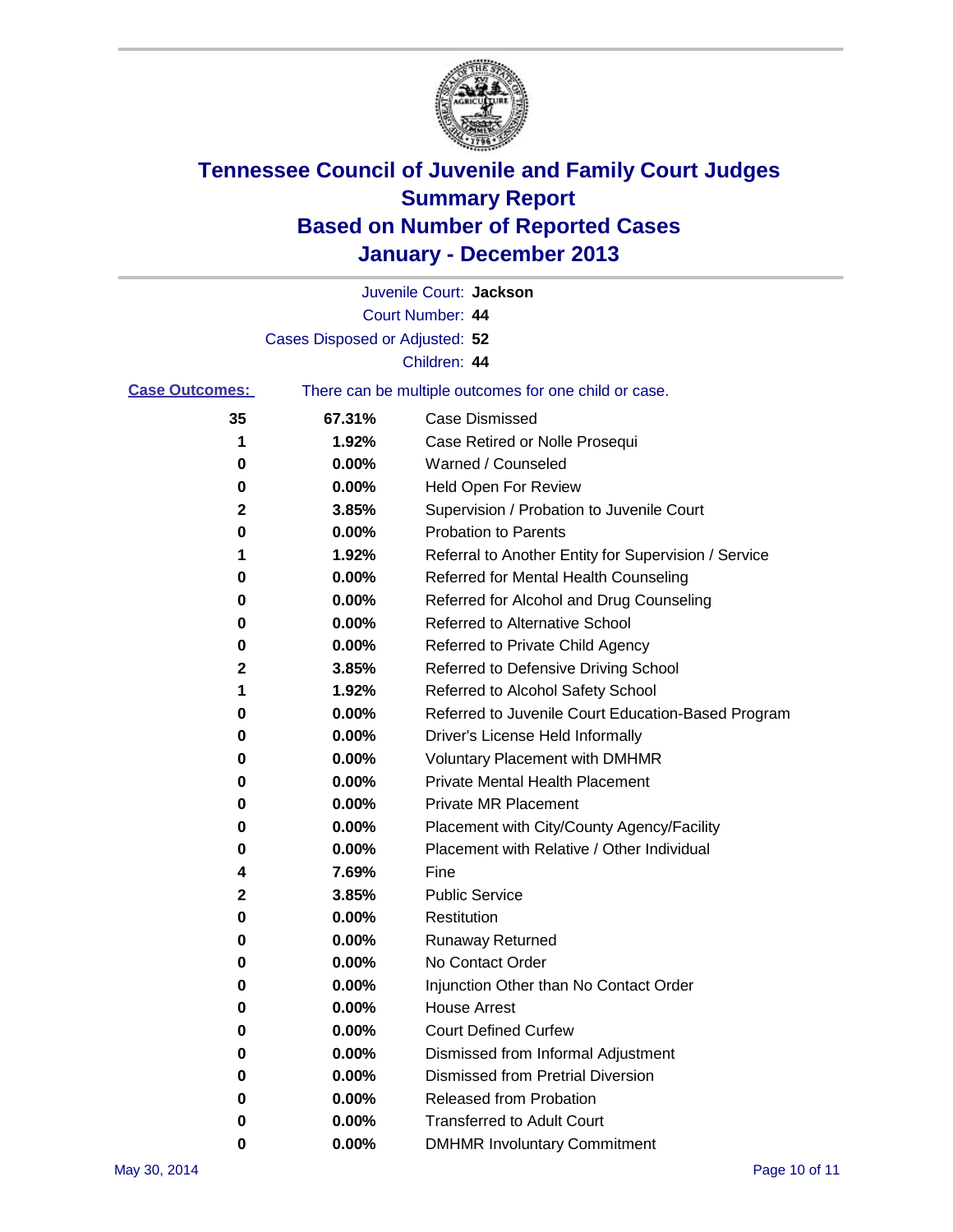# Tennessee Council of Juvenile and Family Court Judges
## Summary Report
## Based on Number of Reported Cases
## January - December 2013

Juvenile Court: **Jackson**
Court Number: **44**
Cases Disposed or Adjusted: **52**
Children: **44**

**Case Outcomes:** There can be multiple outcomes for one child or case.

| Count | Percent | Outcome |
|---|---|---|
| 35 | 67.31% | Case Dismissed |
| 1 | 1.92% | Case Retired or Nolle Prosequi |
| 0 | 0.00% | Warned / Counseled |
| 0 | 0.00% | Held Open For Review |
| 2 | 3.85% | Supervision / Probation to Juvenile Court |
| 0 | 0.00% | Probation to Parents |
| 1 | 1.92% | Referral to Another Entity for Supervision / Service |
| 0 | 0.00% | Referred for Mental Health Counseling |
| 0 | 0.00% | Referred for Alcohol and Drug Counseling |
| 0 | 0.00% | Referred to Alternative School |
| 0 | 0.00% | Referred to Private Child Agency |
| 2 | 3.85% | Referred to Defensive Driving School |
| 1 | 1.92% | Referred to Alcohol Safety School |
| 0 | 0.00% | Referred to Juvenile Court Education-Based Program |
| 0 | 0.00% | Driver's License Held Informally |
| 0 | 0.00% | Voluntary Placement with DMHMR |
| 0 | 0.00% | Private Mental Health Placement |
| 0 | 0.00% | Private MR Placement |
| 0 | 0.00% | Placement with City/County Agency/Facility |
| 0 | 0.00% | Placement with Relative / Other Individual |
| 4 | 7.69% | Fine |
| 2 | 3.85% | Public Service |
| 0 | 0.00% | Restitution |
| 0 | 0.00% | Runaway Returned |
| 0 | 0.00% | No Contact Order |
| 0 | 0.00% | Injunction Other than No Contact Order |
| 0 | 0.00% | House Arrest |
| 0 | 0.00% | Court Defined Curfew |
| 0 | 0.00% | Dismissed from Informal Adjustment |
| 0 | 0.00% | Dismissed from Pretrial Diversion |
| 0 | 0.00% | Released from Probation |
| 0 | 0.00% | Transferred to Adult Court |
| 0 | 0.00% | DMHMR Involuntary Commitment |

May 30, 2014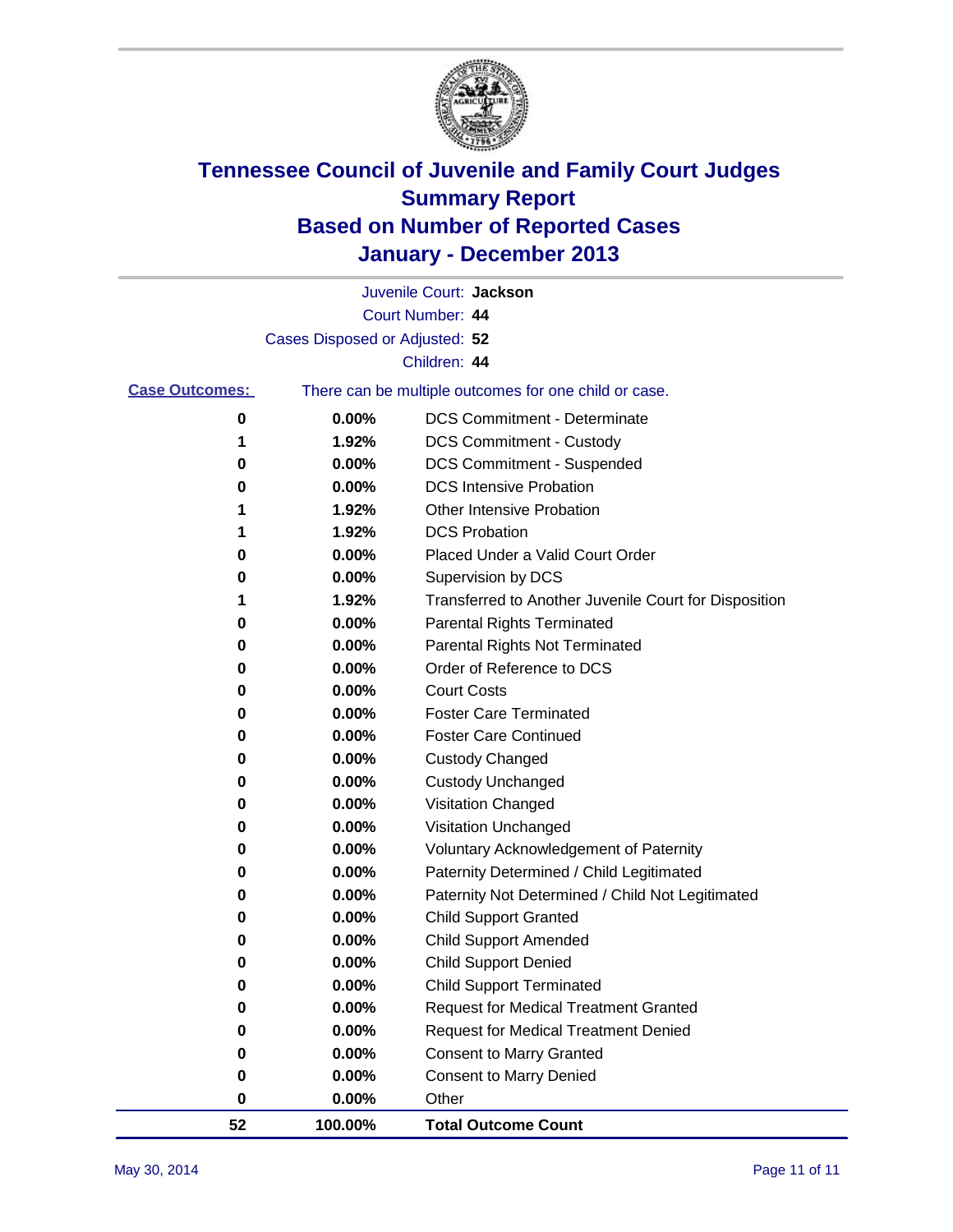# Tennessee Council of Juvenile and Family Court Judges
## Summary Report
## Based on Number of Reported Cases
## January - December 2013

Juvenile Court: **Jackson**
Court Number: **44**
Cases Disposed or Adjusted: **52**
Children: **44**

**Case Outcomes:** There can be multiple outcomes for one child or case.

| | | |
|---|---|---|
| 0 | 0.00% | DCS Commitment - Determinate |
| 1 | 1.92% | DCS Commitment - Custody |
| 0 | 0.00% | DCS Commitment - Suspended |
| 0 | 0.00% | DCS Intensive Probation |
| 1 | 1.92% | Other Intensive Probation |
| 1 | 1.92% | DCS Probation |
| 0 | 0.00% | Placed Under a Valid Court Order |
| 0 | 0.00% | Supervision by DCS |
| 1 | 1.92% | Transferred to Another Juvenile Court for Disposition |
| 0 | 0.00% | Parental Rights Terminated |
| 0 | 0.00% | Parental Rights Not Terminated |
| 0 | 0.00% | Order of Reference to DCS |
| 0 | 0.00% | Court Costs |
| 0 | 0.00% | Foster Care Terminated |
| 0 | 0.00% | Foster Care Continued |
| 0 | 0.00% | Custody Changed |
| 0 | 0.00% | Custody Unchanged |
| 0 | 0.00% | Visitation Changed |
| 0 | 0.00% | Visitation Unchanged |
| 0 | 0.00% | Voluntary Acknowledgement of Paternity |
| 0 | 0.00% | Paternity Determined / Child Legitimated |
| 0 | 0.00% | Paternity Not Determined / Child Not Legitimated |
| 0 | 0.00% | Child Support Granted |
| 0 | 0.00% | Child Support Amended |
| 0 | 0.00% | Child Support Denied |
| 0 | 0.00% | Child Support Terminated |
| 0 | 0.00% | Request for Medical Treatment Granted |
| 0 | 0.00% | Request for Medical Treatment Denied |
| 0 | 0.00% | Consent to Marry Granted |
| 0 | 0.00% | Consent to Marry Denied |
| 0 | 0.00% | Other |
| **52** | **100.00%** | **Total Outcome Count** |

May 30, 2014